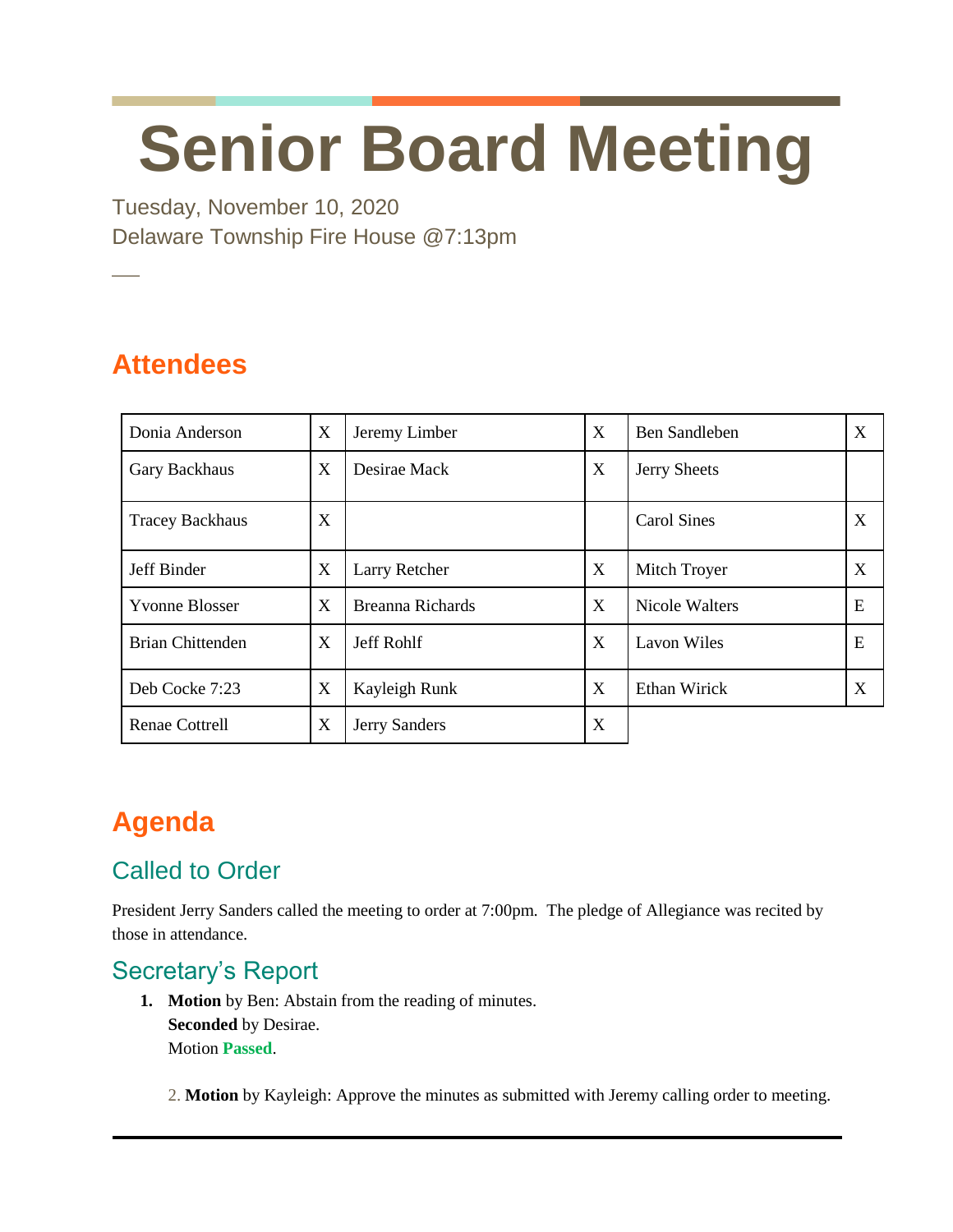# Senior Board Meeting

Tuesday, November 10, 2020

Delaware Township Fire House @7:13pm

## Attendees

| | | | | | |
|---|---|---|---|---|---|
| Donia Anderson | X | Jeremy Limber | X | Ben Sandleben | X |
| Gary Backhaus | X | Desirae Mack | X | Jerry Sheets | |
| Tracey Backhaus | X | | | Carol Sines | X |
| Jeff Binder | X | Larry Retcher | X | Mitch Troyer | X |
| Yvonne Blosser | X | Breanna Richards | X | Nicole Walters | E |
| Brian Chittenden | X | Jeff Rohlf | X | Lavon Wiles | E |
| Deb Cocke 7:23 | X | Kayleigh Runk | X | Ethan Wirick | X |
| Renae Cottrell | X | Jerry Sanders | X | | |

## Agenda

### Called to Order

President Jerry Sanders called the meeting to order at 7:00pm. The pledge of Allegiance was recited by those in attendance.

### Secretary's Report

1. **Motion** by Ben: Abstain from the reading of minutes.
   **Seconded** by Desirae.
   Motion **Passed**.

2. **Motion** by Kayleigh: Approve the minutes as submitted with Jeremy calling order to meeting.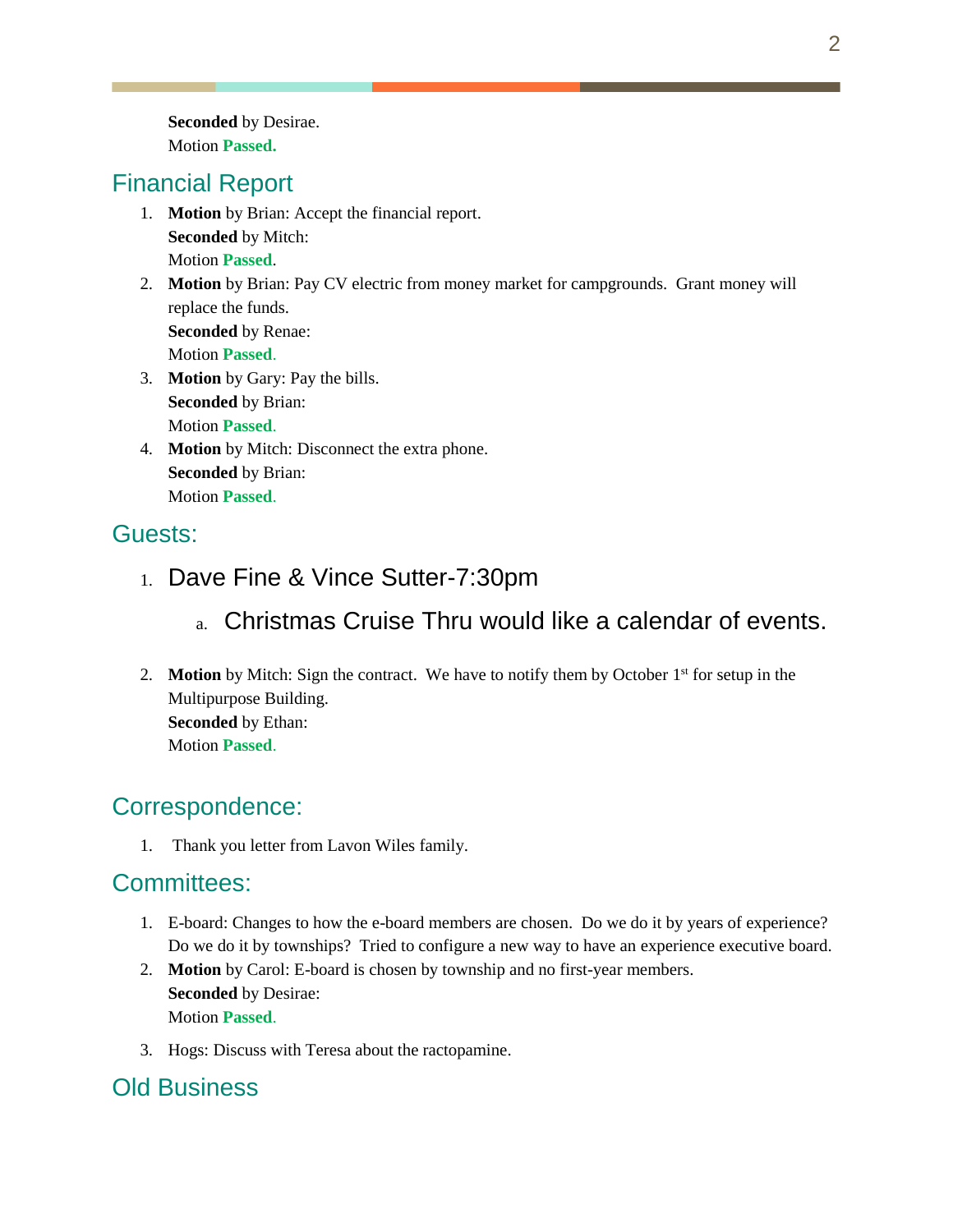**Seconded** by Desirae.
Motion **Passed.**

## Financial Report

1. **Motion** by Brian: Accept the financial report.
   **Seconded** by Mitch:
   Motion **Passed**.
2. **Motion** by Brian: Pay CV electric from money market for campgrounds. Grant money will replace the funds.
   **Seconded** by Renae:
   Motion **Passed**.
3. **Motion** by Gary: Pay the bills.
   **Seconded** by Brian:
   Motion **Passed**.
4. **Motion** by Mitch: Disconnect the extra phone.
   **Seconded** by Brian:
   Motion **Passed**.

## Guests:

1. Dave Fine & Vince Sutter-7:30pm
   a. Christmas Cruise Thru would like a calendar of events.
2. **Motion** by Mitch: Sign the contract. We have to notify them by October 1st for setup in the Multipurpose Building.
   **Seconded** by Ethan:
   Motion **Passed**.

## Correspondence:

1. Thank you letter from Lavon Wiles family.

## Committees:

1. E-board: Changes to how the e-board members are chosen. Do we do it by years of experience? Do we do it by townships? Tried to configure a new way to have an experience executive board.
2. **Motion** by Carol: E-board is chosen by township and no first-year members.
   **Seconded** by Desirae:
   Motion **Passed**.
3. Hogs: Discuss with Teresa about the ractopamine.

## Old Business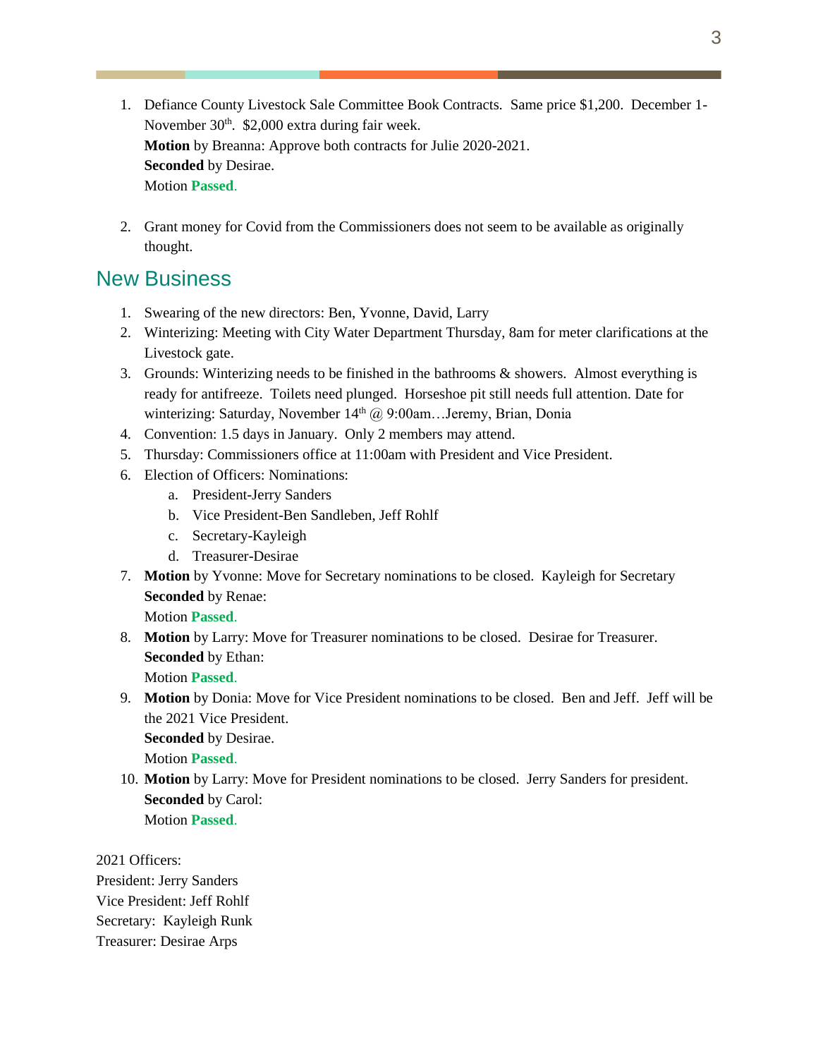1. Defiance County Livestock Sale Committee Book Contracts. Same price $1,200. December 1-November 30th. $2,000 extra during fair week.
   **Motion** by Breanna: Approve both contracts for Julie 2020-2021.
   **Seconded** by Desirae.
   Motion **Passed**.

2. Grant money for Covid from the Commissioners does not seem to be available as originally thought.

## New Business

1. Swearing of the new directors: Ben, Yvonne, David, Larry
2. Winterizing: Meeting with City Water Department Thursday, 8am for meter clarifications at the Livestock gate.
3. Grounds: Winterizing needs to be finished in the bathrooms & showers. Almost everything is ready for antifreeze. Toilets need plunged. Horseshoe pit still needs full attention. Date for winterizing: Saturday, November 14th @ 9:00am…Jeremy, Brian, Donia
4. Convention: 1.5 days in January. Only 2 members may attend.
5. Thursday: Commissioners office at 11:00am with President and Vice President.
6. Election of Officers: Nominations:
   a. President-Jerry Sanders
   b. Vice President-Ben Sandleben, Jeff Rohlf
   c. Secretary-Kayleigh
   d. Treasurer-Desirae
7. **Motion** by Yvonne: Move for Secretary nominations to be closed. Kayleigh for Secretary
   **Seconded** by Renae:
   Motion **Passed**.
8. **Motion** by Larry: Move for Treasurer nominations to be closed. Desirae for Treasurer.
   **Seconded** by Ethan:
   Motion **Passed**.
9. **Motion** by Donia: Move for Vice President nominations to be closed. Ben and Jeff. Jeff will be the 2021 Vice President.
   **Seconded** by Desirae.
   Motion **Passed**.
10. **Motion** by Larry: Move for President nominations to be closed. Jerry Sanders for president.
    **Seconded** by Carol:
    Motion **Passed**.

2021 Officers:
President: Jerry Sanders
Vice President: Jeff Rohlf
Secretary: Kayleigh Runk
Treasurer: Desirae Arps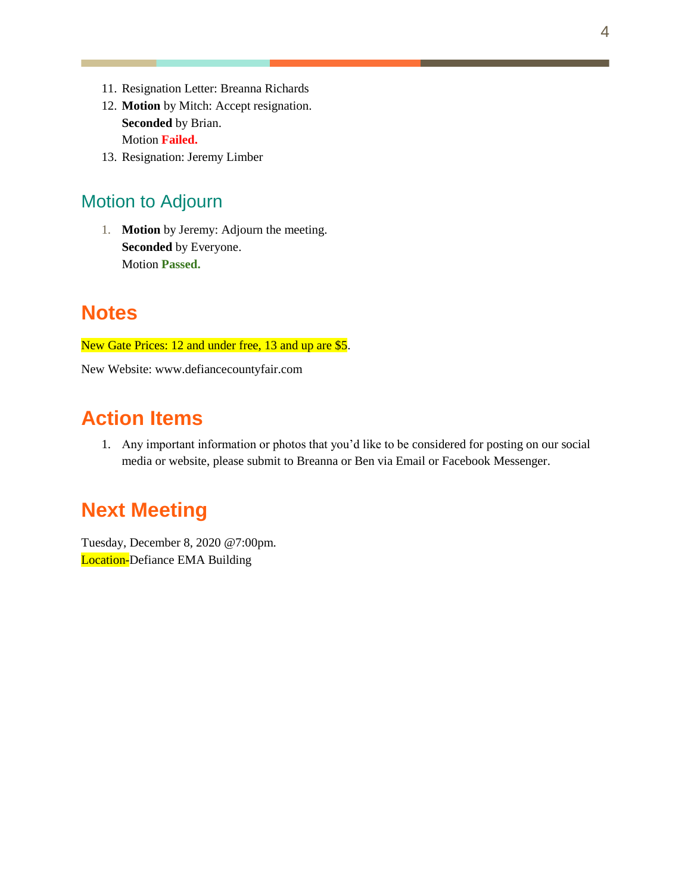11. Resignation Letter: Breanna Richards
12. **Motion** by Mitch: Accept resignation.
    **Seconded** by Brian.
    Motion **Failed.**
13. Resignation: Jeremy Limber

## Motion to Adjourn

1. **Motion** by Jeremy: Adjourn the meeting.
   **Seconded** by Everyone.
   Motion **Passed.**

# Notes

New Gate Prices: 12 and under free, 13 and up are $5.

New Website: www.defiancecountyfair.com

# Action Items

1. Any important information or photos that you'd like to be considered for posting on our social media or website, please submit to Breanna or Ben via Email or Facebook Messenger.

# Next Meeting

Tuesday, December 8, 2020 @7:00pm.
Location-Defiance EMA Building